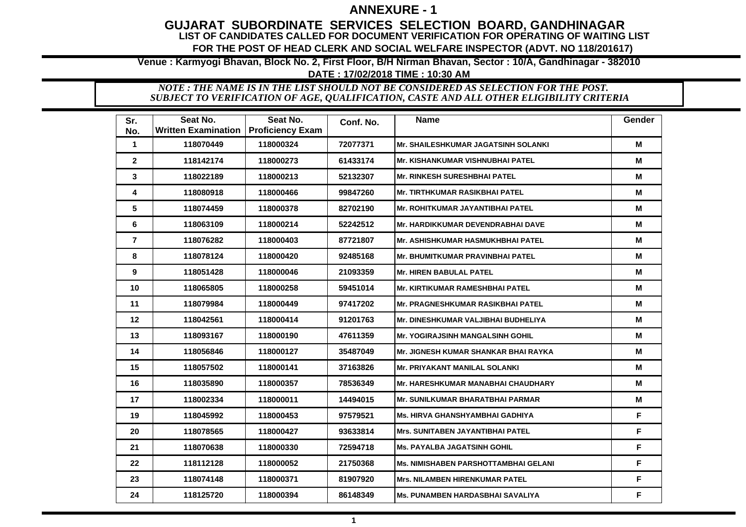# ANNEXURE - 1

## GUJARAT SUBORDINATE SERVICES SELECTION BOARD, GANDHINAGAR

### LIST OF CANDIDATES CALLED FOR DOCUMENT VERIFICATION FOR OPERATING OF WAITING LIST

### FOR THE POST OF HEAD CLERK AND SOCIAL WELFARE INSPECTOR (ADVT. NO 118/201617)

**Venue : Karmyogi Bhavan, Block No. 2, First Floor, B/H Nirman Bhavan, Sector : 10/A, Gandhinagar - 382010**

**DATE : 17/02/2018 TIME : 10:30 AM**

*NOTE : THE NAME IS IN THE LIST SHOULD NOT BE CONSIDERED AS SELECTION FOR THE POST.*
*SUBJECT TO VERIFICATION OF AGE, QUALIFICATION, CASTE AND ALL OTHER ELIGIBILITY CRITERIA*

| Sr. No. | Seat No. Written Examination | Seat No. Proficiency Exam | Conf. No. | Name | Gender |
|---|---|---|---|---|---|
| 1 | 118070449 | 118000324 | 72077371 | Mr. SHAILESHKUMAR JAGATSINH SOLANKI | M |
| 2 | 118142174 | 118000273 | 61433174 | Mr. KISHANKUMAR VISHNUBHAI PATEL | M |
| 3 | 118022189 | 118000213 | 52132307 | Mr. RINKESH SURESHBHAI PATEL | M |
| 4 | 118080918 | 118000466 | 99847260 | Mr. TIRTHKUMAR RASIKBHAI PATEL | M |
| 5 | 118074459 | 118000378 | 82702190 | Mr. ROHITKUMAR JAYANTIBHAI PATEL | M |
| 6 | 118063109 | 118000214 | 52242512 | Mr. HARDIKKUMAR DEVENDRABHAI DAVE | M |
| 7 | 118076282 | 118000403 | 87721807 | Mr. ASHISHKUMAR HASMUKHBHAI PATEL | M |
| 8 | 118078124 | 118000420 | 92485168 | Mr. BHUMITKUMAR PRAVINBHAI PATEL | M |
| 9 | 118051428 | 118000046 | 21093359 | Mr. HIREN BABULAL PATEL | M |
| 10 | 118065805 | 118000258 | 59451014 | Mr. KIRTIKUMAR RAMESHBHAI PATEL | M |
| 11 | 118079984 | 118000449 | 97417202 | Mr. PRAGNESHKUMAR RASIKBHAI PATEL | M |
| 12 | 118042561 | 118000414 | 91201763 | Mr. DINESHKUMAR VALJIBHAI BUDHELIYA | M |
| 13 | 118093167 | 118000190 | 47611359 | Mr. YOGIRAJSINH MANGALSINH GOHIL | M |
| 14 | 118056846 | 118000127 | 35487049 | Mr. JIGNESH KUMAR SHANKAR BHAI RAYKA | M |
| 15 | 118057502 | 118000141 | 37163826 | Mr. PRIYAKANT MANILAL SOLANKI | M |
| 16 | 118035890 | 118000357 | 78536349 | Mr. HARESHKUMAR MANABHAI CHAUDHARY | M |
| 17 | 118002334 | 118000011 | 14494015 | Mr. SUNILKUMAR BHARATBHAI PARMAR | M |
| 19 | 118045992 | 118000453 | 97579521 | Ms. HIRVA GHANSHYAMBHAI GADHIYA | F |
| 20 | 118078565 | 118000427 | 93633814 | Mrs. SUNITABEN JAYANTIBHAI PATEL | F |
| 21 | 118070638 | 118000330 | 72594718 | Ms. PAYALBA JAGATSINH GOHIL | F |
| 22 | 118112128 | 118000052 | 21750368 | Ms. NIMISHABEN PARSHOTTAMBHAI GELANI | F |
| 23 | 118074148 | 118000371 | 81907920 | Mrs. NILAMBEN HIRENKUMAR PATEL | F |
| 24 | 118125720 | 118000394 | 86148349 | Ms. PUNAMBEN HARDASBHAI SAVALIYA | F |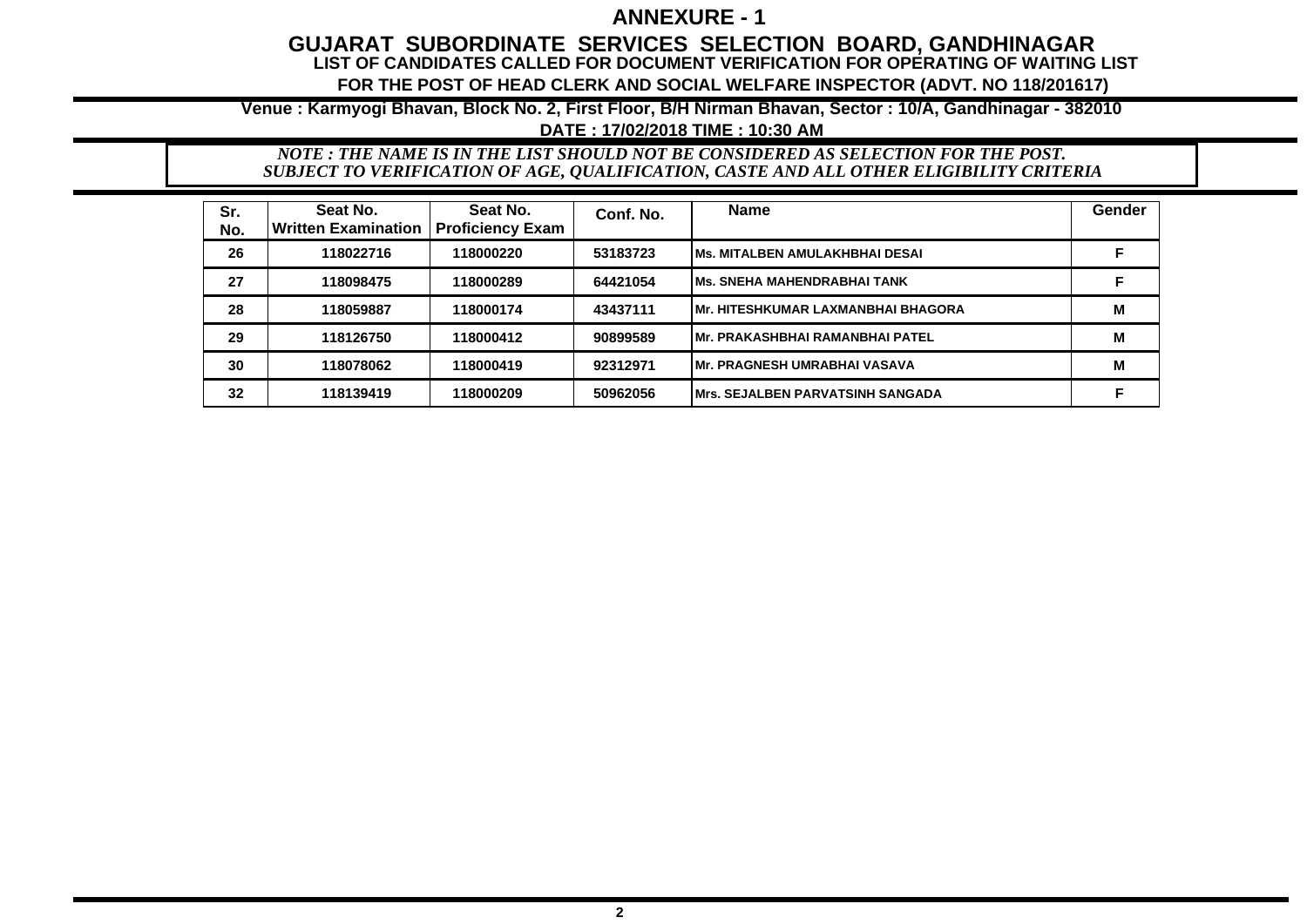# ANNEXURE - 1

## GUJARAT SUBORDINATE SERVICES SELECTION BOARD, GANDHINAGAR

### LIST OF CANDIDATES CALLED FOR DOCUMENT VERIFICATION FOR OPERATING OF WAITING LIST

### FOR THE POST OF HEAD CLERK AND SOCIAL WELFARE INSPECTOR (ADVT. NO 118/201617)

**Venue : Karmyogi Bhavan, Block No. 2, First Floor, B/H Nirman Bhavan, Sector : 10/A, Gandhinagar - 382010**

**DATE : 17/02/2018 TIME : 10:30 AM**

***NOTE : THE NAME IS IN THE LIST SHOULD NOT BE CONSIDERED AS SELECTION FOR THE POST.***
***SUBJECT TO VERIFICATION OF AGE, QUALIFICATION, CASTE AND ALL OTHER ELIGIBILITY CRITERIA***

| Sr. No. | Seat No. Written Examination | Seat No. Proficiency Exam | Conf. No. | Name | Gender |
|---|---|---|---|---|---|
| 26 | 118022716 | 118000220 | 53183723 | Ms. MITALBEN AMULAKHBHAI DESAI | F |
| 27 | 118098475 | 118000289 | 64421054 | Ms. SNEHA MAHENDRABHAI TANK | F |
| 28 | 118059887 | 118000174 | 43437111 | Mr. HITESHKUMAR LAXMANBHAI BHAGORA | M |
| 29 | 118126750 | 118000412 | 90899589 | Mr. PRAKASHBHAI RAMANBHAI PATEL | M |
| 30 | 118078062 | 118000419 | 92312971 | Mr. PRAGNESH UMRABHAI VASAVA | M |
| 32 | 118139419 | 118000209 | 50962056 | Mrs. SEJALBEN PARVATSINH SANGADA | F |